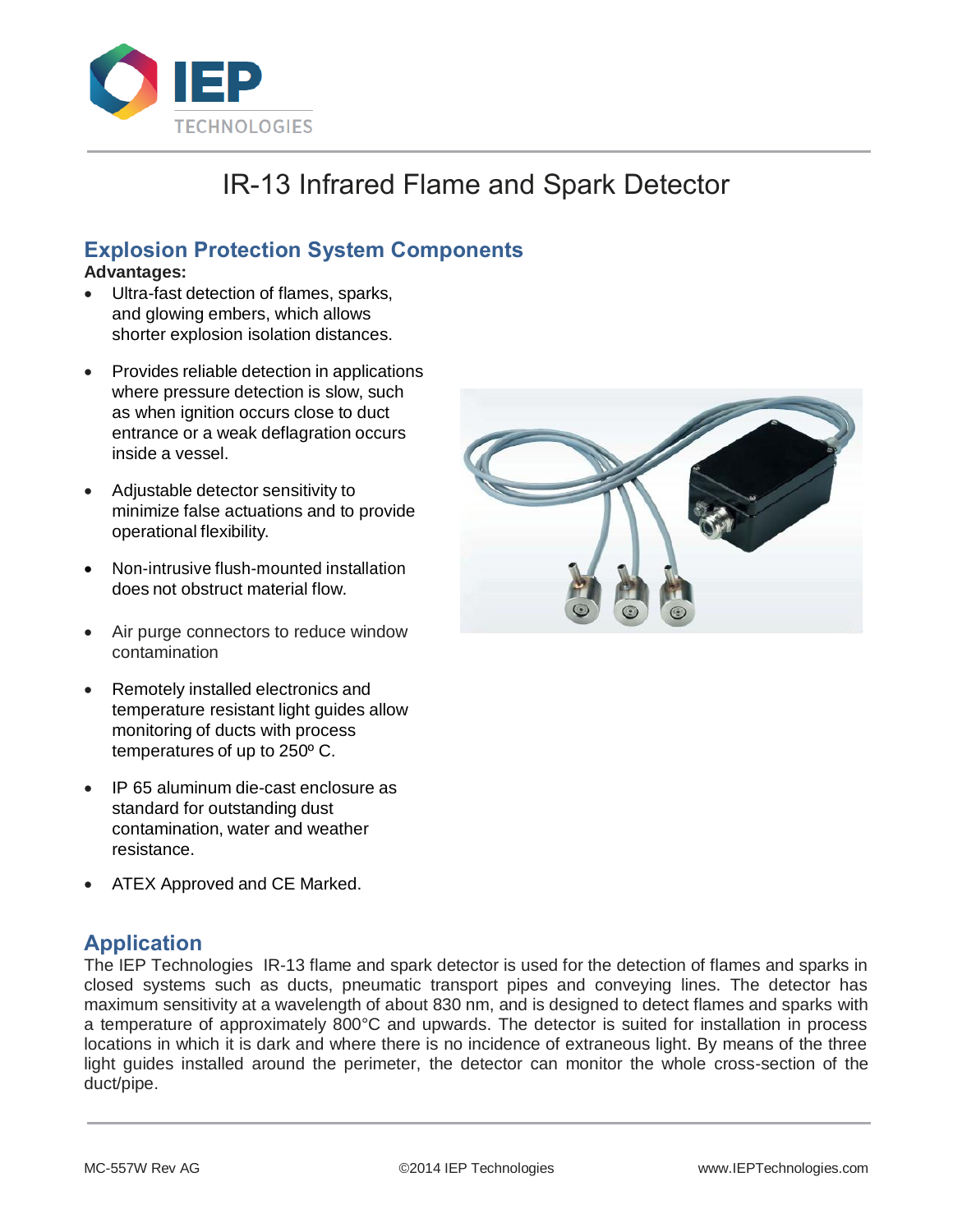# IR-13 Infrared Flame and Spark Detector

## Explosion Protection System Components

**Advantages:**

- Ultra-fast detection of flames, sparks, and glowing embers, which allows shorter explosion isolation distances.
- Provides reliable detection in applications where pressure detection is slow, such as when ignition occurs close to duct entrance or a weak deflagration occurs inside a vessel.
- Adjustable detector sensitivity to minimize false actuations and to provide operational flexibility.
- Non-intrusive flush-mounted installation does not obstruct material flow.
- Air purge connectors to reduce window contamination
- Remotely installed electronics and temperature resistant light guides allow monitoring of ducts with process temperatures of up to 250º C.
- IP 65 aluminum die-cast enclosure as standard for outstanding dust contamination, water and weather resistance.
- ATEX Approved and CE Marked.

## Application

The IEP Technologies IR-13 flame and spark detector is used for the detection of flames and sparks in closed systems such as ducts, pneumatic transport pipes and conveying lines. The detector has maximum sensitivity at a wavelength of about 830 nm, and is designed to detect flames and sparks with a temperature of approximately 800°C and upwards. The detector is suited for installation in process locations in which it is dark and where there is no incidence of extraneous light. By means of the three light guides installed around the perimeter, the detector can monitor the whole cross-section of the duct/pipe.

MC-557W Rev AG ©2014 IEP Technologies www.IEPTechnologies.com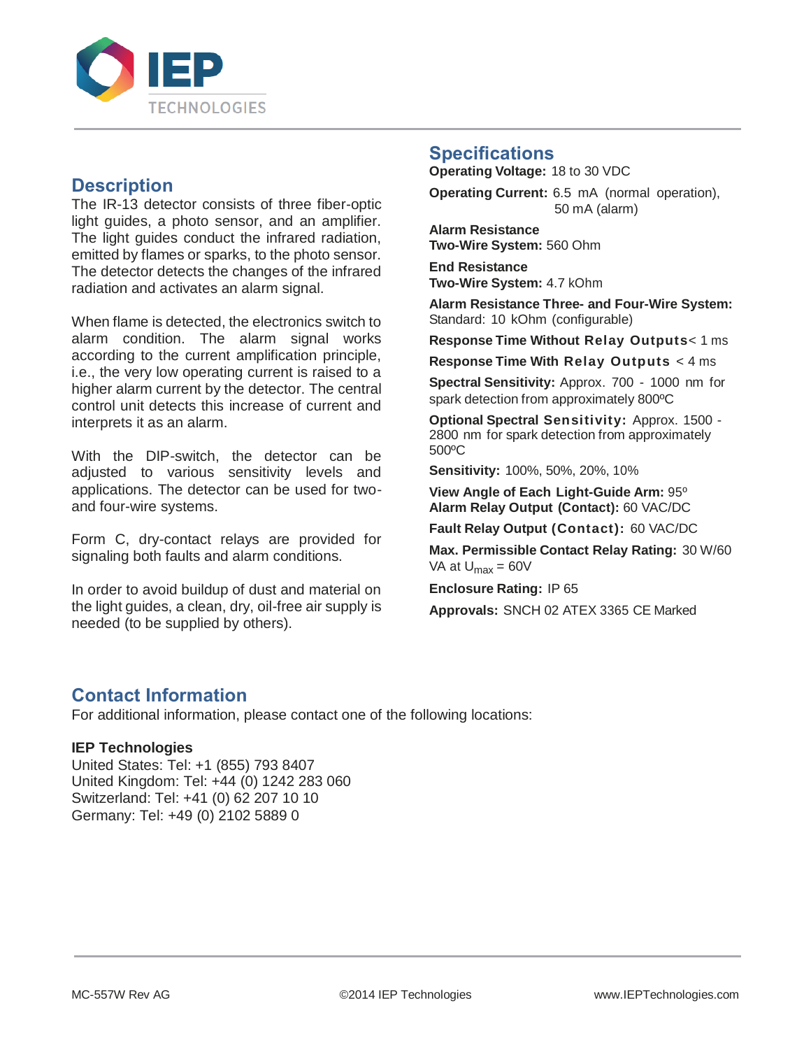IEP TECHNOLOGIES

## Description

The IR-13 detector consists of three fiber-optic light guides, a photo sensor, and an amplifier. The light guides conduct the infrared radiation, emitted by flames or sparks, to the photo sensor. The detector detects the changes of the infrared radiation and activates an alarm signal.

When flame is detected, the electronics switch to alarm condition. The alarm signal works according to the current amplification principle, i.e., the very low operating current is raised to a higher alarm current by the detector. The central control unit detects this increase of current and interprets it as an alarm.

With the DIP-switch, the detector can be adjusted to various sensitivity levels and applications. The detector can be used for two- and four-wire systems.

Form C, dry-contact relays are provided for signaling both faults and alarm conditions.

In order to avoid buildup of dust and material on the light guides, a clean, dry, oil-free air supply is needed (to be supplied by others).

## Specifications

**Operating Voltage:** 18 to 30 VDC

**Operating Current:** 6.5 mA (normal operation), 50 mA (alarm)

**Alarm Resistance**
**Two-Wire System:** 560 Ohm

**End Resistance**
**Two-Wire System:** 4.7 kOhm

**Alarm Resistance Three- and Four-Wire System:**
Standard: 10 kOhm (configurable)

**Response Time Without Relay Outputs** < 1 ms

**Response Time With Relay Outputs** < 4 ms

**Spectral Sensitivity:** Approx. 700 - 1000 nm for spark detection from approximately 800ºC

**Optional Spectral Sensitivity:** Approx. 1500 - 2800 nm for spark detection from approximately 500ºC

**Sensitivity:** 100%, 50%, 20%, 10%

**View Angle of Each Light-Guide Arm:** 95º
**Alarm Relay Output (Contact):** 60 VAC/DC

**Fault Relay Output (Contact):** 60 VAC/DC

**Max. Permissible Contact Relay Rating:** 30 W/60 VA at $U_{max}$ = 60V

**Enclosure Rating:** IP 65

**Approvals:** SNCH 02 ATEX 3365 CE Marked

## Contact Information

For additional information, please contact one of the following locations:

**IEP Technologies**
United States: Tel: +1 (855) 793 8407
United Kingdom: Tel: +44 (0) 1242 283 060
Switzerland: Tel: +41 (0) 62 207 10 10
Germany: Tel: +49 (0) 2102 5889 0

MC-557W Rev AG ©2014 IEP Technologies www.IEPTechnologies.com